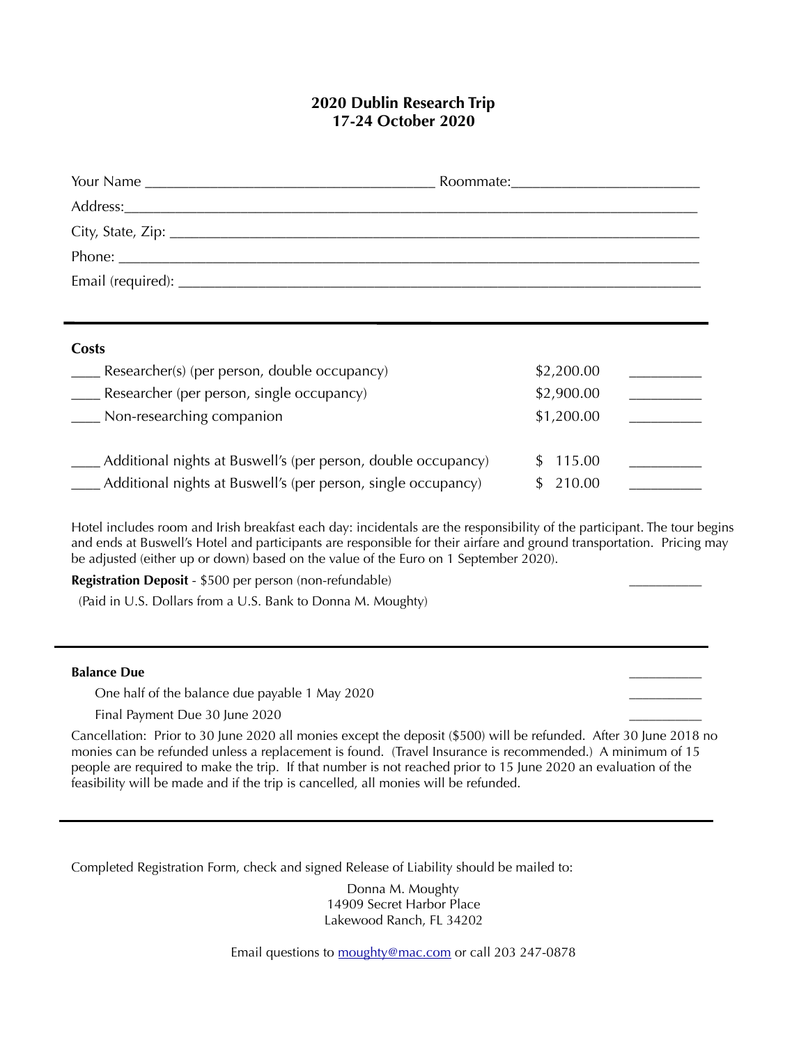# 2020 Dublin Research Trip
## 17-24 October 2020

Your Name _______________________________________ Roommate:_________________________

Address:_______________________________________________________________________________

City, State, Zip: ________________________________________________________________________

Phone: ________________________________________________________________________________

Email (required): ________________________________________________________________________

---

**Costs**

| | | |
|---|---|---|
| ____ Researcher(s) (per person, double occupancy) | $2,200.00 | _________ |
| ____ Researcher (per person, single occupancy) | $2,900.00 | _________ |
| ____ Non-researching companion | $1,200.00 | _________ |
| ____ Additional nights at Buswell's (per person, double occupancy) | $ 115.00 | _________ |
| ____ Additional nights at Buswell's (per person, single occupancy) | $ 210.00 | _________ |

Hotel includes room and Irish breakfast each day: incidentals are the responsibility of the participant. The tour begins and ends at Buswell's Hotel and participants are responsible for their airfare and ground transportation. Pricing may be adjusted (either up or down) based on the value of the Euro on 1 September 2020).

**Registration Deposit** - $500 per person (non-refundable) __________

(Paid in U.S. Dollars from a U.S. Bank to Donna M. Moughty)

---

**Balance Due** __________

One half of the balance due payable 1 May 2020 __________

Final Payment Due 30 June 2020 __________

Cancellation: Prior to 30 June 2020 all monies except the deposit ($500) will be refunded. After 30 June 2018 no monies can be refunded unless a replacement is found. (Travel Insurance is recommended.) A minimum of 15 people are required to make the trip. If that number is not reached prior to 15 June 2020 an evaluation of the feasibility will be made and if the trip is cancelled, all monies will be refunded.

---

Completed Registration Form, check and signed Release of Liability should be mailed to:

Donna M. Moughty
14909 Secret Harbor Place
Lakewood Ranch, FL 34202

Email questions to moughty@mac.com or call 203 247-0878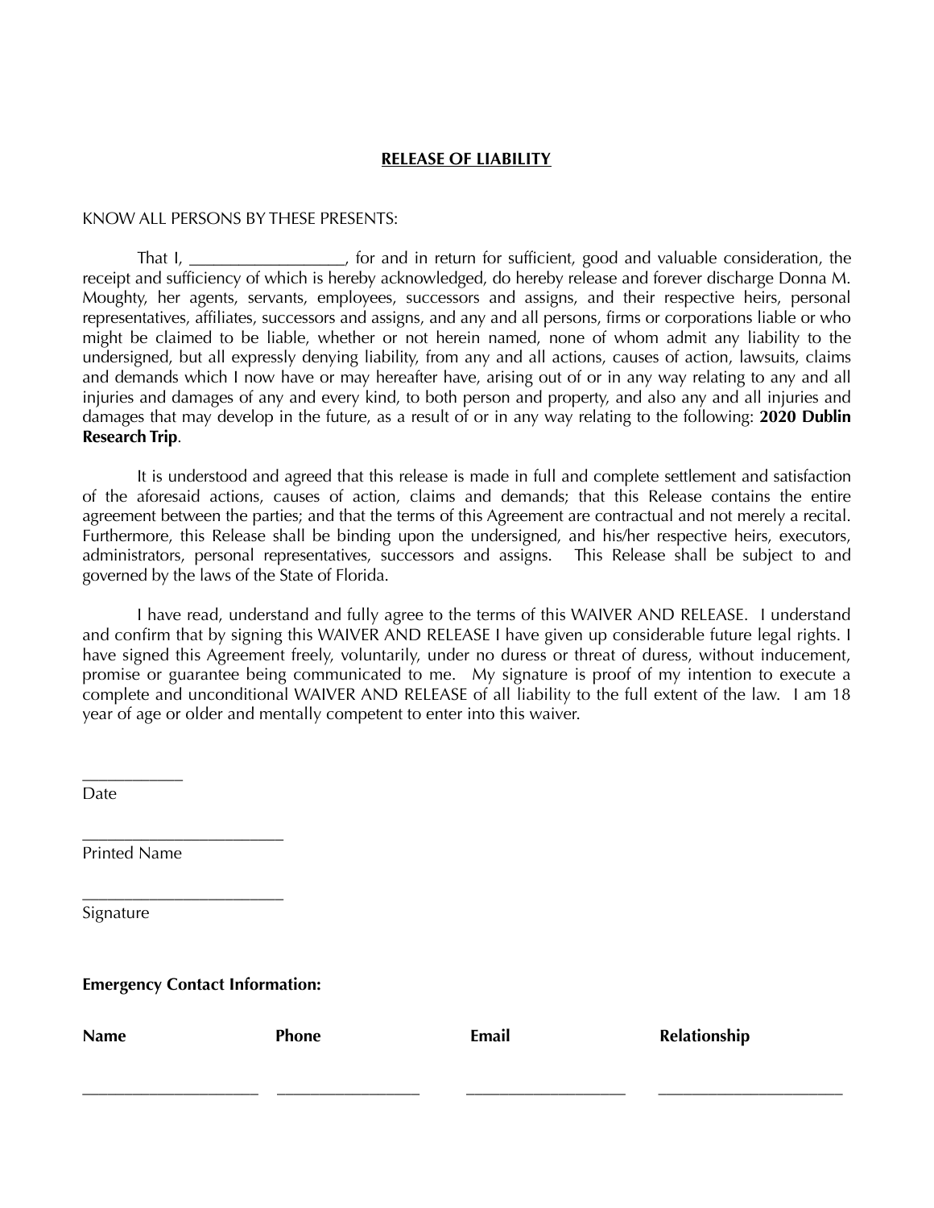**RELEASE OF LIABILITY**

KNOW ALL PERSONS BY THESE PRESENTS:

That I, __________________, for and in return for sufficient, good and valuable consideration, the receipt and sufficiency of which is hereby acknowledged, do hereby release and forever discharge Donna M. Moughty, her agents, servants, employees, successors and assigns, and their respective heirs, personal representatives, affiliates, successors and assigns, and any and all persons, firms or corporations liable or who might be claimed to be liable, whether or not herein named, none of whom admit any liability to the undersigned, but all expressly denying liability, from any and all actions, causes of action, lawsuits, claims and demands which I now have or may hereafter have, arising out of or in any way relating to any and all injuries and damages of any and every kind, to both person and property, and also any and all injuries and damages that may develop in the future, as a result of or in any way relating to the following: **2020 Dublin Research Trip**.

It is understood and agreed that this release is made in full and complete settlement and satisfaction of the aforesaid actions, causes of action, claims and demands; that this Release contains the entire agreement between the parties; and that the terms of this Agreement are contractual and not merely a recital. Furthermore, this Release shall be binding upon the undersigned, and his/her respective heirs, executors, administrators, personal representatives, successors and assigns. This Release shall be subject to and governed by the laws of the State of Florida.

I have read, understand and fully agree to the terms of this WAIVER AND RELEASE. I understand and confirm that by signing this WAIVER AND RELEASE I have given up considerable future legal rights. I have signed this Agreement freely, voluntarily, under no duress or threat of duress, without inducement, promise or guarantee being communicated to me. My signature is proof of my intention to execute a complete and unconditional WAIVER AND RELEASE of all liability to the full extent of the law. I am 18 year of age or older and mentally competent to enter into this waiver.

___________
Date

_______________________
Printed Name

_______________________
Signature

**Emergency Contact Information:**

| **Name** | **Phone** | **Email** | **Relationship** |
|---|---|---|---|
| ____________________ | ________________ | __________________ | _____________________ |